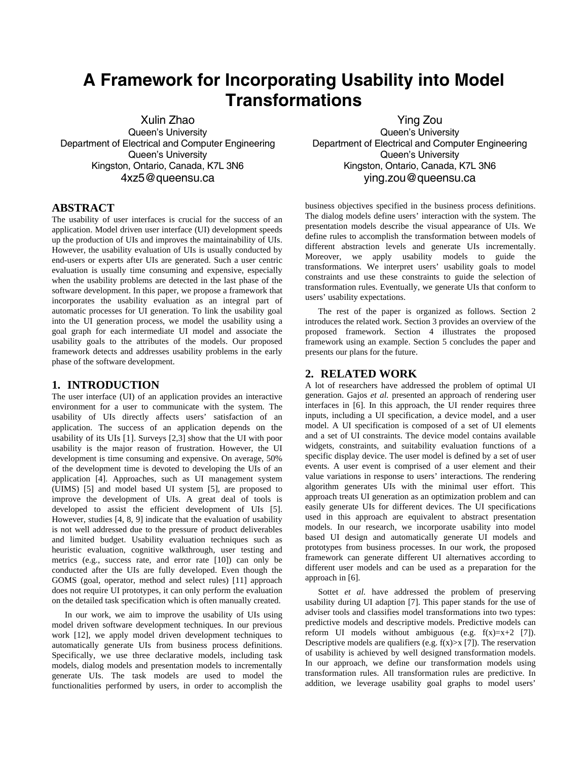# A Framework for Incorporating Usability into Model Transformations

Xulin Zhao
Queen's University
Department of Electrical and Computer Engineering
Queen's University
Kingston, Ontario, Canada, K7L 3N6
4xz5@queensu.ca

Ying Zou
Queen's University
Department of Electrical and Computer Engineering
Queen's University
Kingston, Ontario, Canada, K7L 3N6
ying.zou@queensu.ca

## ABSTRACT

The usability of user interfaces is crucial for the success of an application. Model driven user interface (UI) development speeds up the production of UIs and improves the maintainability of UIs. However, the usability evaluation of UIs is usually conducted by end-users or experts after UIs are generated. Such a user centric evaluation is usually time consuming and expensive, especially when the usability problems are detected in the last phase of the software development. In this paper, we propose a framework that incorporates the usability evaluation as an integral part of automatic processes for UI generation. To link the usability goal into the UI generation process, we model the usability using a goal graph for each intermediate UI model and associate the usability goals to the attributes of the models. Our proposed framework detects and addresses usability problems in the early phase of the software development.

## 1. INTRODUCTION

The user interface (UI) of an application provides an interactive environment for a user to communicate with the system. The usability of UIs directly affects users' satisfaction of an application. The success of an application depends on the usability of its UIs [1]. Surveys [2,3] show that the UI with poor usability is the major reason of frustration. However, the UI development is time consuming and expensive. On average, 50% of the development time is devoted to developing the UIs of an application [4]. Approaches, such as UI management system (UIMS) [5] and model based UI system [5], are proposed to improve the development of UIs. A great deal of tools is developed to assist the efficient development of UIs [5]. However, studies [4, 8, 9] indicate that the evaluation of usability is not well addressed due to the pressure of product deliverables and limited budget. Usability evaluation techniques such as heuristic evaluation, cognitive walkthrough, user testing and metrics (e.g., success rate, and error rate [10]) can only be conducted after the UIs are fully developed. Even though the GOMS (goal, operator, method and select rules) [11] approach does not require UI prototypes, it can only perform the evaluation on the detailed task specification which is often manually created.

In our work, we aim to improve the usability of UIs using model driven software development techniques. In our previous work [12], we apply model driven development techniques to automatically generate UIs from business process definitions. Specifically, we use three declarative models, including task models, dialog models and presentation models to incrementally generate UIs. The task models are used to model the functionalities performed by users, in order to accomplish the business objectives specified in the business process definitions. The dialog models define users' interaction with the system. The presentation models describe the visual appearance of UIs. We define rules to accomplish the transformation between models of different abstraction levels and generate UIs incrementally. Moreover, we apply usability models to guide the transformations. We interpret users' usability goals to model constraints and use these constraints to guide the selection of transformation rules. Eventually, we generate UIs that conform to users' usability expectations.

The rest of the paper is organized as follows. Section 2 introduces the related work. Section 3 provides an overview of the proposed framework. Section 4 illustrates the proposed framework using an example. Section 5 concludes the paper and presents our plans for the future.

## 2. RELATED WORK

A lot of researchers have addressed the problem of optimal UI generation. Gajos *et al.* presented an approach of rendering user interfaces in [6]. In this approach, the UI render requires three inputs, including a UI specification, a device model, and a user model. A UI specification is composed of a set of UI elements and a set of UI constraints. The device model contains available widgets, constraints, and suitability evaluation functions of a specific display device. The user model is defined by a set of user events. A user event is comprised of a user element and their value variations in response to users' interactions. The rendering algorithm generates UIs with the minimal user effort. This approach treats UI generation as an optimization problem and can easily generate UIs for different devices. The UI specifications used in this approach are equivalent to abstract presentation models. In our research, we incorporate usability into model based UI design and automatically generate UI models and prototypes from business processes. In our work, the proposed framework can generate different UI alternatives according to different user models and can be used as a preparation for the approach in [6].

Sottet *et al.* have addressed the problem of preserving usability during UI adaption [7]. This paper stands for the use of adviser tools and classifies model transformations into two types: predictive models and descriptive models. Predictive models can reform UI models without ambiguous (e.g. $f(x)=x+2$ [7]). Descriptive models are qualifiers (e.g. $f(x)>x$ [7]). The reservation of usability is achieved by well designed transformation models. In our approach, we define our transformation models using transformation rules. All transformation rules are predictive. In addition, we leverage usability goal graphs to model users'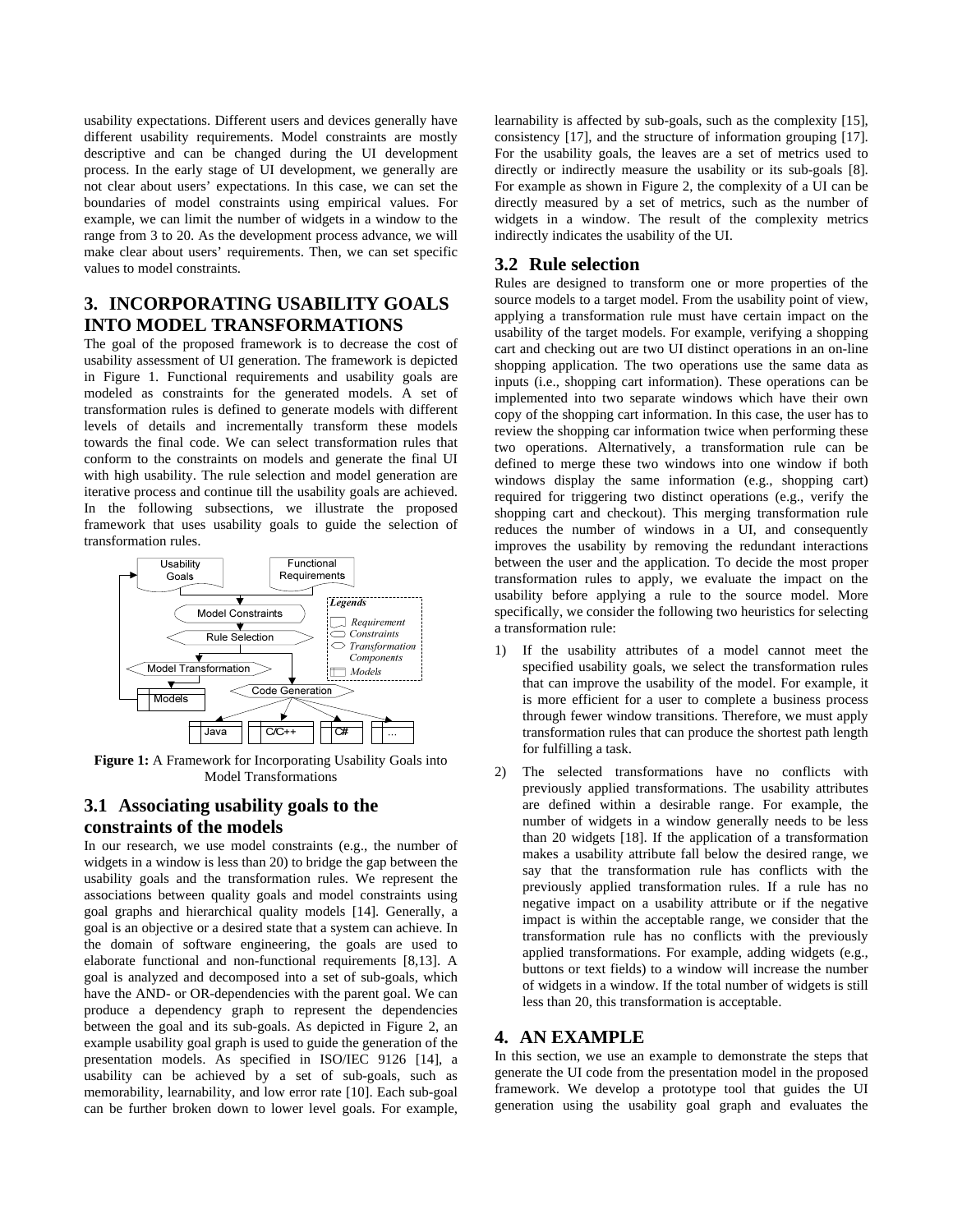usability expectations. Different users and devices generally have different usability requirements. Model constraints are mostly descriptive and can be changed during the UI development process. In the early stage of UI development, we generally are not clear about users' expectations. In this case, we can set the boundaries of model constraints using empirical values. For example, we can limit the number of widgets in a window to the range from 3 to 20. As the development process advance, we will make clear about users' requirements. Then, we can set specific values to model constraints.

# 3. INCORPORATING USABILITY GOALS INTO MODEL TRANSFORMATIONS

The goal of the proposed framework is to decrease the cost of usability assessment of UI generation. The framework is depicted in Figure 1. Functional requirements and usability goals are modeled as constraints for the generated models. A set of transformation rules is defined to generate models with different levels of details and incrementally transform these models towards the final code. We can select transformation rules that conform to the constraints on models and generate the final UI with high usability. The rule selection and model generation are iterative process and continue till the usability goals are achieved. In the following subsections, we illustrate the proposed framework that uses usability goals to guide the selection of transformation rules.

**Figure 1:** A Framework for Incorporating Usability Goals into Model Transformations

## 3.1 Associating usability goals to the constraints of the models

In our research, we use model constraints (e.g., the number of widgets in a window is less than 20) to bridge the gap between the usability goals and the transformation rules. We represent the associations between quality goals and model constraints using goal graphs and hierarchical quality models [14]. Generally, a goal is an objective or a desired state that a system can achieve. In the domain of software engineering, the goals are used to elaborate functional and non-functional requirements [8,13]. A goal is analyzed and decomposed into a set of sub-goals, which have the AND- or OR-dependencies with the parent goal. We can produce a dependency graph to represent the dependencies between the goal and its sub-goals. As depicted in Figure 2, an example usability goal graph is used to guide the generation of the presentation models. As specified in ISO/IEC 9126 [14], a usability can be achieved by a set of sub-goals, such as memorability, learnability, and low error rate [10]. Each sub-goal can be further broken down to lower level goals. For example, learnability is affected by sub-goals, such as the complexity [15], consistency [17], and the structure of information grouping [17]. For the usability goals, the leaves are a set of metrics used to directly or indirectly measure the usability or its sub-goals [8]. For example as shown in Figure 2, the complexity of a UI can be directly measured by a set of metrics, such as the number of widgets in a window. The result of the complexity metrics indirectly indicates the usability of the UI.

## 3.2 Rule selection

Rules are designed to transform one or more properties of the source models to a target model. From the usability point of view, applying a transformation rule must have certain impact on the usability of the target models. For example, verifying a shopping cart and checking out are two UI distinct operations in an on-line shopping application. The two operations use the same data as inputs (i.e., shopping cart information). These operations can be implemented into two separate windows which have their own copy of the shopping cart information. In this case, the user has to review the shopping car information twice when performing these two operations. Alternatively, a transformation rule can be defined to merge these two windows into one window if both windows display the same information (e.g., shopping cart) required for triggering two distinct operations (e.g., verify the shopping cart and checkout). This merging transformation rule reduces the number of windows in a UI, and consequently improves the usability by removing the redundant interactions between the user and the application. To decide the most proper transformation rules to apply, we evaluate the impact on the usability before applying a rule to the source model. More specifically, we consider the following two heuristics for selecting a transformation rule:

1) If the usability attributes of a model cannot meet the specified usability goals, we select the transformation rules that can improve the usability of the model. For example, it is more efficient for a user to complete a business process through fewer window transitions. Therefore, we must apply transformation rules that can produce the shortest path length for fulfilling a task.

2) The selected transformations have no conflicts with previously applied transformations. The usability attributes are defined within a desirable range. For example, the number of widgets in a window generally needs to be less than 20 widgets [18]. If the application of a transformation makes a usability attribute fall below the desired range, we say that the transformation rule has conflicts with the previously applied transformation rules. If a rule has no negative impact on a usability attribute or if the negative impact is within the acceptable range, we consider that the transformation rule has no conflicts with the previously applied transformations. For example, adding widgets (e.g., buttons or text fields) to a window will increase the number of widgets in a window. If the total number of widgets is still less than 20, this transformation is acceptable.

# 4. AN EXAMPLE

In this section, we use an example to demonstrate the steps that generate the UI code from the presentation model in the proposed framework. We develop a prototype tool that guides the UI generation using the usability goal graph and evaluates the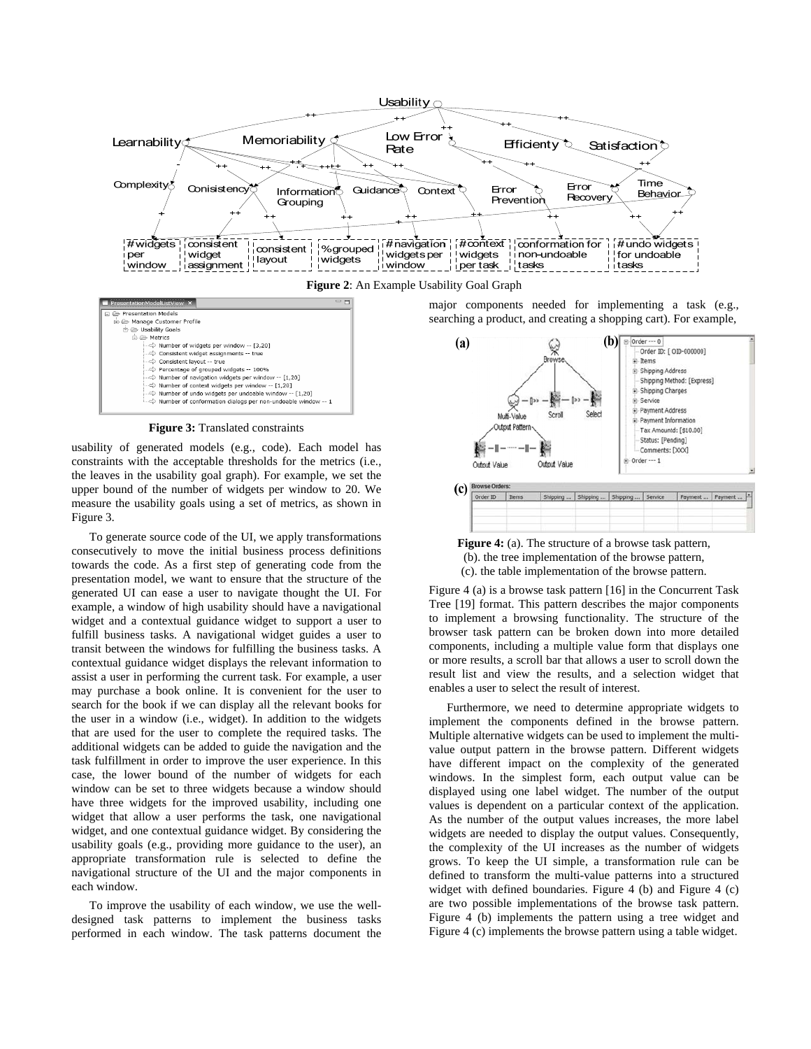**Figure 2**: An Example Usability Goal Graph

**Figure 3:** Translated constraints

usability of generated models (e.g., code). Each model has constraints with the acceptable thresholds for the metrics (i.e., the leaves in the usability goal graph). For example, we set the upper bound of the number of widgets per window to 20. We measure the usability goals using a set of metrics, as shown in Figure 3.

To generate source code of the UI, we apply transformations consecutively to move the initial business process definitions towards the code. As a first step of generating code from the presentation model, we want to ensure that the structure of the generated UI can ease a user to navigate thought the UI. For example, a window of high usability should have a navigational widget and a contextual guidance widget to support a user to fulfill business tasks. A navigational widget guides a user to transit between the windows for fulfilling the business tasks. A contextual guidance widget displays the relevant information to assist a user in performing the current task. For example, a user may purchase a book online. It is convenient for the user to search for the book if we can display all the relevant books for the user in a window (i.e., widget). In addition to the widgets that are used for the user to complete the required tasks. The additional widgets can be added to guide the navigation and the task fulfillment in order to improve the user experience. In this case, the lower bound of the number of widgets for each window can be set to three widgets because a window should have three widgets for the improved usability, including one widget that allow a user performs the task, one navigational widget, and one contextual guidance widget. By considering the usability goals (e.g., providing more guidance to the user), an appropriate transformation rule is selected to define the navigational structure of the UI and the major components in each window.

To improve the usability of each window, we use the well-designed task patterns to implement the business tasks performed in each window. The task patterns document the major components needed for implementing a task (e.g., searching a product, and creating a shopping cart). For example,

**Figure 4:** (a). The structure of a browse task pattern, (b). the tree implementation of the browse pattern, (c). the table implementation of the browse pattern.

Figure 4 (a) is a browse task pattern [16] in the Concurrent Task Tree [19] format. This pattern describes the major components to implement a browsing functionality. The structure of the browser task pattern can be broken down into more detailed components, including a multiple value form that displays one or more results, a scroll bar that allows a user to scroll down the result list and view the results, and a selection widget that enables a user to select the result of interest.

Furthermore, we need to determine appropriate widgets to implement the components defined in the browse pattern. Multiple alternative widgets can be used to implement the multi-value output pattern in the browse pattern. Different widgets have different impact on the complexity of the generated windows. In the simplest form, each output value can be displayed using one label widget. The number of the output values is dependent on a particular context of the application. As the number of the output values increases, the more label widgets are needed to display the output values. Consequently, the complexity of the UI increases as the number of widgets grows. To keep the UI simple, a transformation rule can be defined to transform the multi-value patterns into a structured widget with defined boundaries. Figure 4 (b) and Figure 4 (c) are two possible implementations of the browse task pattern. Figure 4 (b) implements the pattern using a tree widget and Figure 4 (c) implements the browse pattern using a table widget.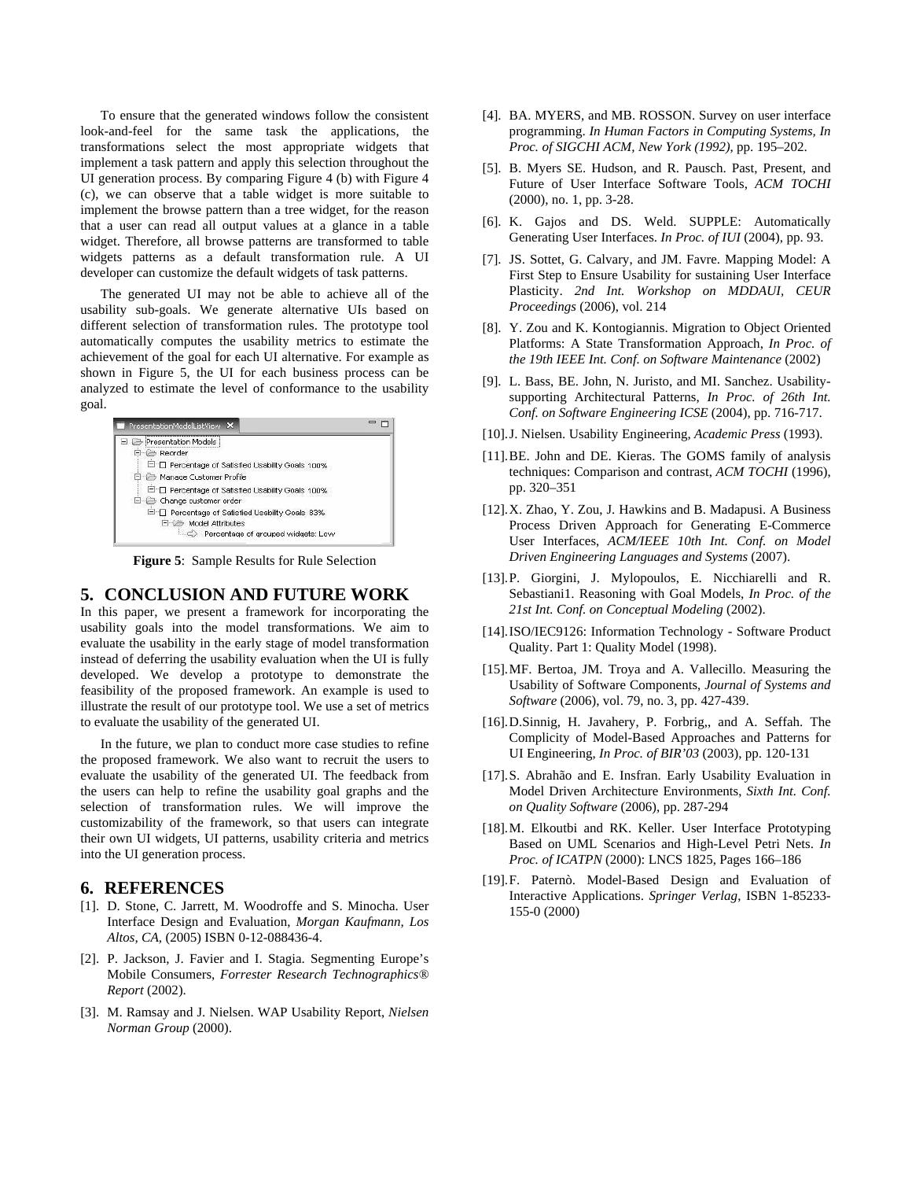To ensure that the generated windows follow the consistent look-and-feel for the same task the applications, the transformations select the most appropriate widgets that implement a task pattern and apply this selection throughout the UI generation process. By comparing Figure 4 (b) with Figure 4 (c), we can observe that a table widget is more suitable to implement the browse pattern than a tree widget, for the reason that a user can read all output values at a glance in a table widget. Therefore, all browse patterns are transformed to table widgets patterns as a default transformation rule. A UI developer can customize the default widgets of task patterns.

The generated UI may not be able to achieve all of the usability sub-goals. We generate alternative UIs based on different selection of transformation rules. The prototype tool automatically computes the usability metrics to estimate the achievement of the goal for each UI alternative. For example as shown in Figure 5, the UI for each business process can be analyzed to estimate the level of conformance to the usability goal.

PresentationModelListView

Presentation Models
Reorder
Percentage of Satisfied Usability Goals 100%
Manage Customer Profile
Percentage of Satisfied Usability Goals 100%
Change customer order
Percentage of Satisfied Usability Goals 83%
Model Attributes
Percentage of grouped widgets: Low

**Figure 5**: Sample Results for Rule Selection

## 5. CONCLUSION AND FUTURE WORK

In this paper, we present a framework for incorporating the usability goals into the model transformations. We aim to evaluate the usability in the early stage of model transformation instead of deferring the usability evaluation when the UI is fully developed. We develop a prototype to demonstrate the feasibility of the proposed framework. An example is used to illustrate the result of our prototype tool. We use a set of metrics to evaluate the usability of the generated UI.

In the future, we plan to conduct more case studies to refine the proposed framework. We also want to recruit the users to evaluate the usability of the generated UI. The feedback from the users can help to refine the usability goal graphs and the selection of transformation rules. We will improve the customizability of the framework, so that users can integrate their own UI widgets, UI patterns, usability criteria and metrics into the UI generation process.

## 6. REFERENCES

[1]. D. Stone, C. Jarrett, M. Woodroffe and S. Minocha. User Interface Design and Evaluation, *Morgan Kaufmann, Los Altos, CA*, (2005) ISBN 0-12-088436-4.

[2]. P. Jackson, J. Favier and I. Stagia. Segmenting Europe's Mobile Consumers, *Forrester Research Technographics® Report* (2002).

[3]. M. Ramsay and J. Nielsen. WAP Usability Report, *Nielsen Norman Group* (2000).

[4]. BA. MYERS, and MB. ROSSON. Survey on user interface programming. *In Human Factors in Computing Systems, In Proc. of SIGCHI ACM, New York (1992)*, pp. 195–202.

[5]. B. Myers SE. Hudson, and R. Pausch. Past, Present, and Future of User Interface Software Tools, *ACM TOCHI* (2000), no. 1, pp. 3-28.

[6]. K. Gajos and DS. Weld. SUPPLE: Automatically Generating User Interfaces. *In Proc. of IUI* (2004), pp. 93.

[7]. JS. Sottet, G. Calvary, and JM. Favre. Mapping Model: A First Step to Ensure Usability for sustaining User Interface Plasticity. *2nd Int. Workshop on MDDAUI, CEUR Proceedings* (2006), vol. 214

[8]. Y. Zou and K. Kontogiannis. Migration to Object Oriented Platforms: A State Transformation Approach, *In Proc. of the 19th IEEE Int. Conf. on Software Maintenance* (2002)

[9]. L. Bass, BE. John, N. Juristo, and MI. Sanchez. Usability-supporting Architectural Patterns, *In Proc. of 26th Int. Conf. on Software Engineering ICSE* (2004), pp. 716-717.

[10]. J. Nielsen. Usability Engineering, *Academic Press* (1993).

[11]. BE. John and DE. Kieras. The GOMS family of analysis techniques: Comparison and contrast, *ACM TOCHI* (1996), pp. 320–351

[12]. X. Zhao, Y. Zou, J. Hawkins and B. Madapusi. A Business Process Driven Approach for Generating E-Commerce User Interfaces, *ACM/IEEE 10th Int. Conf. on Model Driven Engineering Languages and Systems* (2007).

[13]. P. Giorgini, J. Mylopoulos, E. Nicchiarelli and R. Sebastiani1. Reasoning with Goal Models, *In Proc. of the 21st Int. Conf. on Conceptual Modeling* (2002).

[14]. ISO/IEC9126: Information Technology - Software Product Quality. Part 1: Quality Model (1998).

[15]. MF. Bertoa, JM. Troya and A. Vallecillo. Measuring the Usability of Software Components, *Journal of Systems and Software* (2006), vol. 79, no. 3, pp. 427-439.

[16]. D.Sinnig, H. Javahery, P. Forbrig,, and A. Seffah. The Complicity of Model-Based Approaches and Patterns for UI Engineering, *In Proc. of BIR'03* (2003), pp. 120-131

[17]. S. Abrahão and E. Insfran. Early Usability Evaluation in Model Driven Architecture Environments, *Sixth Int. Conf. on Quality Software* (2006), pp. 287-294

[18]. M. Elkoutbi and RK. Keller. User Interface Prototyping Based on UML Scenarios and High-Level Petri Nets. *In Proc. of ICATPN* (2000): LNCS 1825, Pages 166–186

[19]. F. Paternò. Model-Based Design and Evaluation of Interactive Applications. *Springer Verlag*, ISBN 1-85233-155-0 (2000)